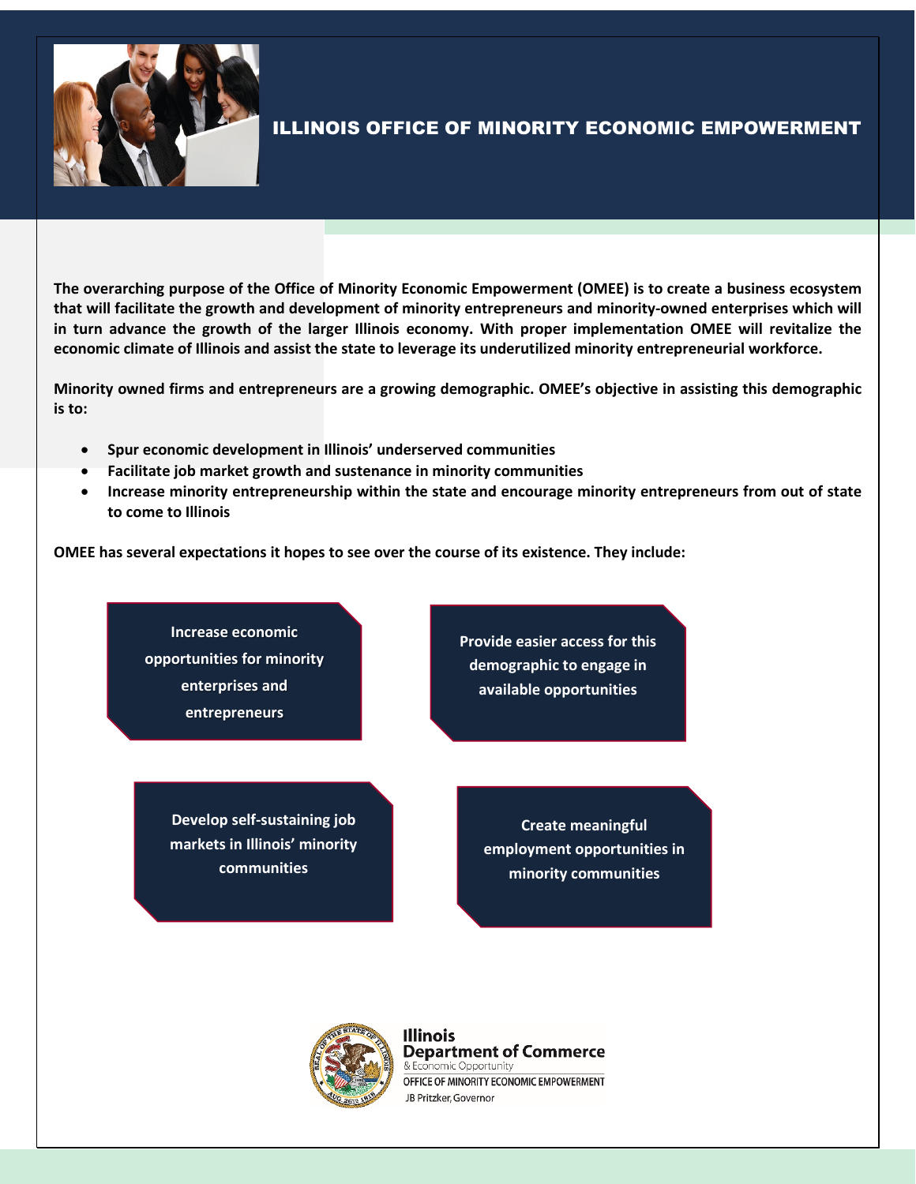# ILLINOIS OFFICE OF MINORITY ECONOMIC EMPOWERMENT

**The overarching purpose of the Office of Minority Economic Empowerment (OMEE) is to create a business ecosystem that will facilitate the growth and development of minority entrepreneurs and minority-owned enterprises which will in turn advance the growth of the larger Illinois economy. With proper implementation OMEE will revitalize the economic climate of Illinois and assist the state to leverage its underutilized minority entrepreneurial workforce.**

**Minority owned firms and entrepreneurs are a growing demographic. OMEE's objective in assisting this demographic is to:**

- **Spur economic development in Illinois' underserved communities**
- **Facilitate job market growth and sustenance in minority communities**
- **Increase minority entrepreneurship within the state and encourage minority entrepreneurs from out of state to come to Illinois**

**OMEE has several expectations it hopes to see over the course of its existence. They include:**

**Increase economic opportunities for minority enterprises and entrepreneurs**

**Provide easier access for this demographic to engage in available opportunities**

**Develop self-sustaining job markets in Illinois' minority communities**

**Create meaningful employment opportunities in minority communities**

Illinois Department of Commerce & Economic Opportunity
OFFICE OF MINORITY ECONOMIC EMPOWERMENT
JB Pritzker, Governor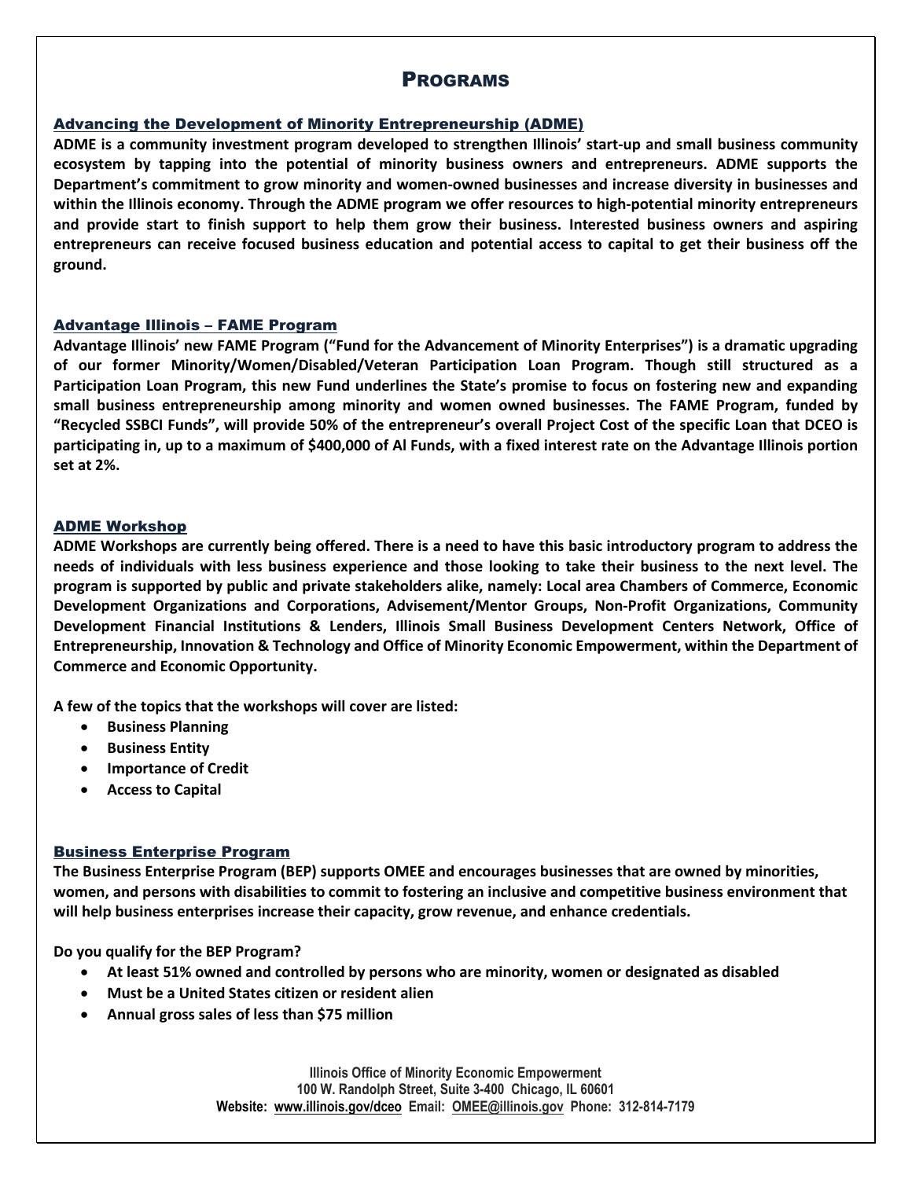# Programs

## Advancing the Development of Minority Entrepreneurship (ADME)

**ADME is a community investment program developed to strengthen Illinois' start-up and small business community ecosystem by tapping into the potential of minority business owners and entrepreneurs. ADME supports the Department's commitment to grow minority and women-owned businesses and increase diversity in businesses and within the Illinois economy. Through the ADME program we offer resources to high-potential minority entrepreneurs and provide start to finish support to help them grow their business. Interested business owners and aspiring entrepreneurs can receive focused business education and potential access to capital to get their business off the ground.**

## Advantage Illinois – FAME Program

**Advantage Illinois' new FAME Program ("Fund for the Advancement of Minority Enterprises") is a dramatic upgrading of our former Minority/Women/Disabled/Veteran Participation Loan Program. Though still structured as a Participation Loan Program, this new Fund underlines the State's promise to focus on fostering new and expanding small business entrepreneurship among minority and women owned businesses. The FAME Program, funded by "Recycled SSBCI Funds", will provide 50% of the entrepreneur's overall Project Cost of the specific Loan that DCEO is participating in, up to a maximum of $400,000 of Al Funds, with a fixed interest rate on the Advantage Illinois portion set at 2%.**

## ADME Workshop

**ADME Workshops are currently being offered. There is a need to have this basic introductory program to address the needs of individuals with less business experience and those looking to take their business to the next level. The program is supported by public and private stakeholders alike, namely: Local area Chambers of Commerce, Economic Development Organizations and Corporations, Advisement/Mentor Groups, Non-Profit Organizations, Community Development Financial Institutions & Lenders, Illinois Small Business Development Centers Network, Office of Entrepreneurship, Innovation & Technology and Office of Minority Economic Empowerment, within the Department of Commerce and Economic Opportunity.**

**A few of the topics that the workshops will cover are listed:**

- **Business Planning**
- **Business Entity**
- **Importance of Credit**
- **Access to Capital**

## Business Enterprise Program

**The Business Enterprise Program (BEP) supports OMEE and encourages businesses that are owned by minorities, women, and persons with disabilities to commit to fostering an inclusive and competitive business environment that will help business enterprises increase their capacity, grow revenue, and enhance credentials.**

**Do you qualify for the BEP Program?**

- **At least 51% owned and controlled by persons who are minority, women or designated as disabled**
- **Must be a United States citizen or resident alien**
- **Annual gross sales of less than $75 million**

**Illinois Office of Minority Economic Empowerment**
**100 W. Randolph Street, Suite 3-400 Chicago, IL 60601**
**Website: www.illinois.gov/dceo Email: OMEE@illinois.gov Phone: 312-814-7179**